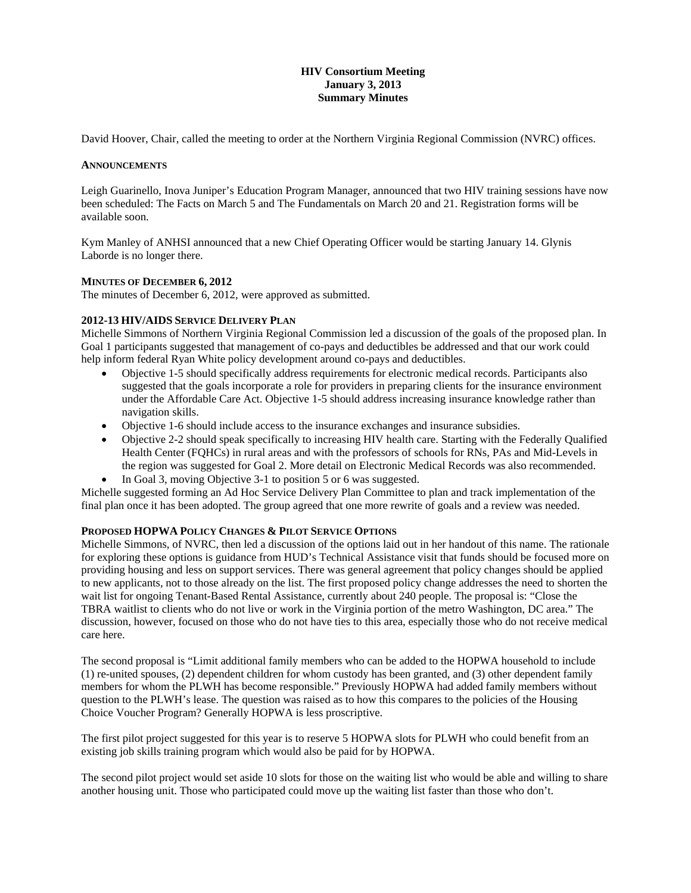# HIV Consortium Meeting
## January 3, 2013
## Summary Minutes

David Hoover, Chair, called the meeting to order at the Northern Virginia Regional Commission (NVRC) offices.

### ANNOUNCEMENTS

Leigh Guarinello, Inova Juniper's Education Program Manager, announced that two HIV training sessions have now been scheduled: The Facts on March 5 and The Fundamentals on March 20 and 21. Registration forms will be available soon.

Kym Manley of ANHSI announced that a new Chief Operating Officer would be starting January 14. Glynis Laborde is no longer there.

### MINUTES OF DECEMBER 6, 2012

The minutes of December 6, 2012, were approved as submitted.

### 2012-13 HIV/AIDS SERVICE DELIVERY PLAN

Michelle Simmons of Northern Virginia Regional Commission led a discussion of the goals of the proposed plan. In Goal 1 participants suggested that management of co-pays and deductibles be addressed and that our work could help inform federal Ryan White policy development around co-pays and deductibles.

- Objective 1-5 should specifically address requirements for electronic medical records. Participants also suggested that the goals incorporate a role for providers in preparing clients for the insurance environment under the Affordable Care Act. Objective 1-5 should address increasing insurance knowledge rather than navigation skills.
- Objective 1-6 should include access to the insurance exchanges and insurance subsidies.
- Objective 2-2 should speak specifically to increasing HIV health care. Starting with the Federally Qualified Health Center (FQHCs) in rural areas and with the professors of schools for RNs, PAs and Mid-Levels in the region was suggested for Goal 2. More detail on Electronic Medical Records was also recommended.
- In Goal 3, moving Objective 3-1 to position 5 or 6 was suggested.

Michelle suggested forming an Ad Hoc Service Delivery Plan Committee to plan and track implementation of the final plan once it has been adopted. The group agreed that one more rewrite of goals and a review was needed.

### PROPOSED HOPWA POLICY CHANGES & PILOT SERVICE OPTIONS

Michelle Simmons, of NVRC, then led a discussion of the options laid out in her handout of this name. The rationale for exploring these options is guidance from HUD's Technical Assistance visit that funds should be focused more on providing housing and less on support services. There was general agreement that policy changes should be applied to new applicants, not to those already on the list. The first proposed policy change addresses the need to shorten the wait list for ongoing Tenant-Based Rental Assistance, currently about 240 people. The proposal is: "Close the TBRA waitlist to clients who do not live or work in the Virginia portion of the metro Washington, DC area." The discussion, however, focused on those who do not have ties to this area, especially those who do not receive medical care here.

The second proposal is "Limit additional family members who can be added to the HOPWA household to include (1) re-united spouses, (2) dependent children for whom custody has been granted, and (3) other dependent family members for whom the PLWH has become responsible." Previously HOPWA had added family members without question to the PLWH's lease. The question was raised as to how this compares to the policies of the Housing Choice Voucher Program? Generally HOPWA is less proscriptive.

The first pilot project suggested for this year is to reserve 5 HOPWA slots for PLWH who could benefit from an existing job skills training program which would also be paid for by HOPWA.

The second pilot project would set aside 10 slots for those on the waiting list who would be able and willing to share another housing unit. Those who participated could move up the waiting list faster than those who don't.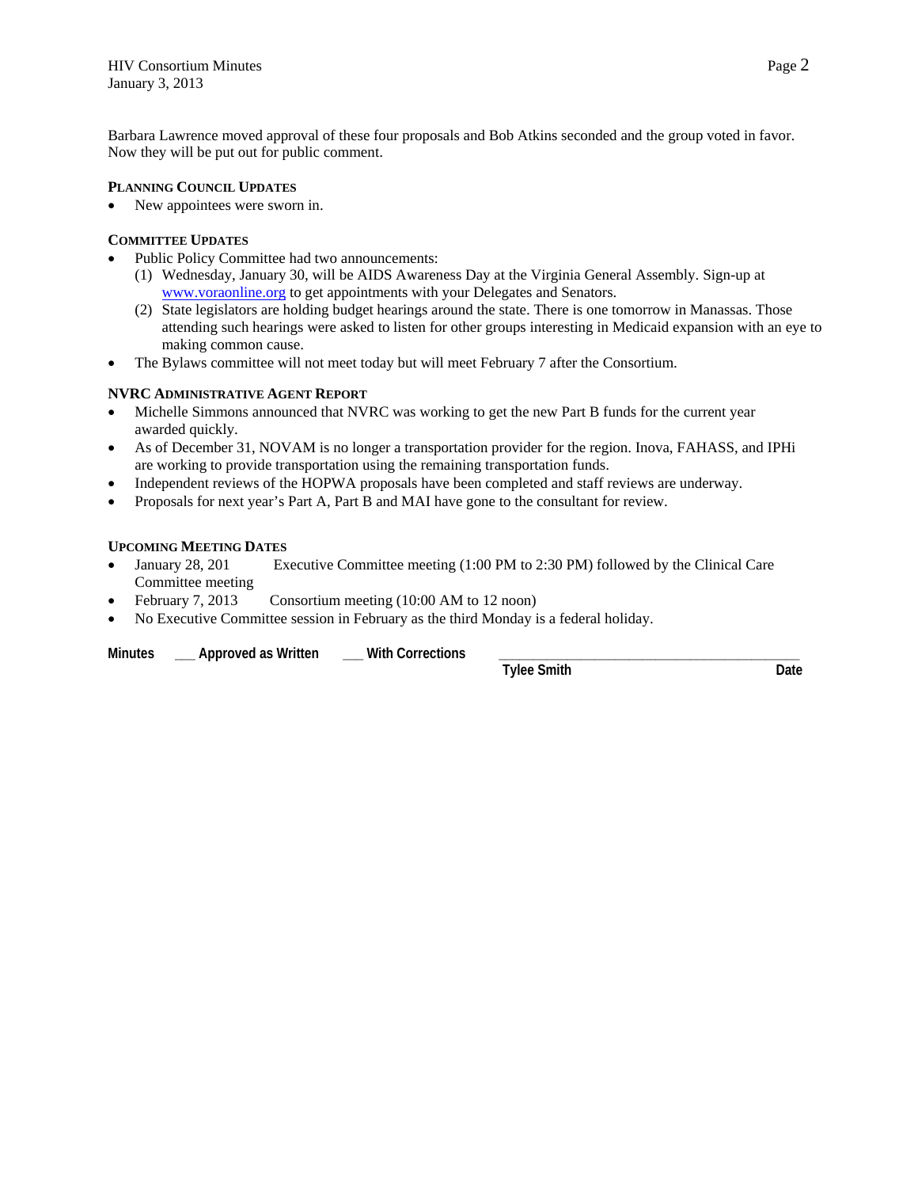Barbara Lawrence moved approval of these four proposals and Bob Atkins seconded and the group voted in favor. Now they will be put out for public comment.

### PLANNING COUNCIL UPDATES

- New appointees were sworn in.

### COMMITTEE UPDATES

- Public Policy Committee had two announcements:
  (1) Wednesday, January 30, will be AIDS Awareness Day at the Virginia General Assembly. Sign-up at [www.voraonline.org](http://www.voraonline.org) to get appointments with your Delegates and Senators.
  (2) State legislators are holding budget hearings around the state. There is one tomorrow in Manassas. Those attending such hearings were asked to listen for other groups interesting in Medicaid expansion with an eye to making common cause.
- The Bylaws committee will not meet today but will meet February 7 after the Consortium.

### NVRC ADMINISTRATIVE AGENT REPORT

- Michelle Simmons announced that NVRC was working to get the new Part B funds for the current year awarded quickly.
- As of December 31, NOVAM is no longer a transportation provider for the region. Inova, FAHASS, and IPHi are working to provide transportation using the remaining transportation funds.
- Independent reviews of the HOPWA proposals have been completed and staff reviews are underway.
- Proposals for next year's Part A, Part B and MAI have gone to the consultant for review.

### UPCOMING MEETING DATES

- January 28, 201 Executive Committee meeting (1:00 PM to 2:30 PM) followed by the Clinical Care Committee meeting
- February 7, 2013 Consortium meeting (10:00 AM to 12 noon)
- No Executive Committee session in February as the third Monday is a federal holiday.

**Minutes** ___ **Approved as Written** ___ **With Corrections** ________________________________________

**Tylee Smith** **Date**